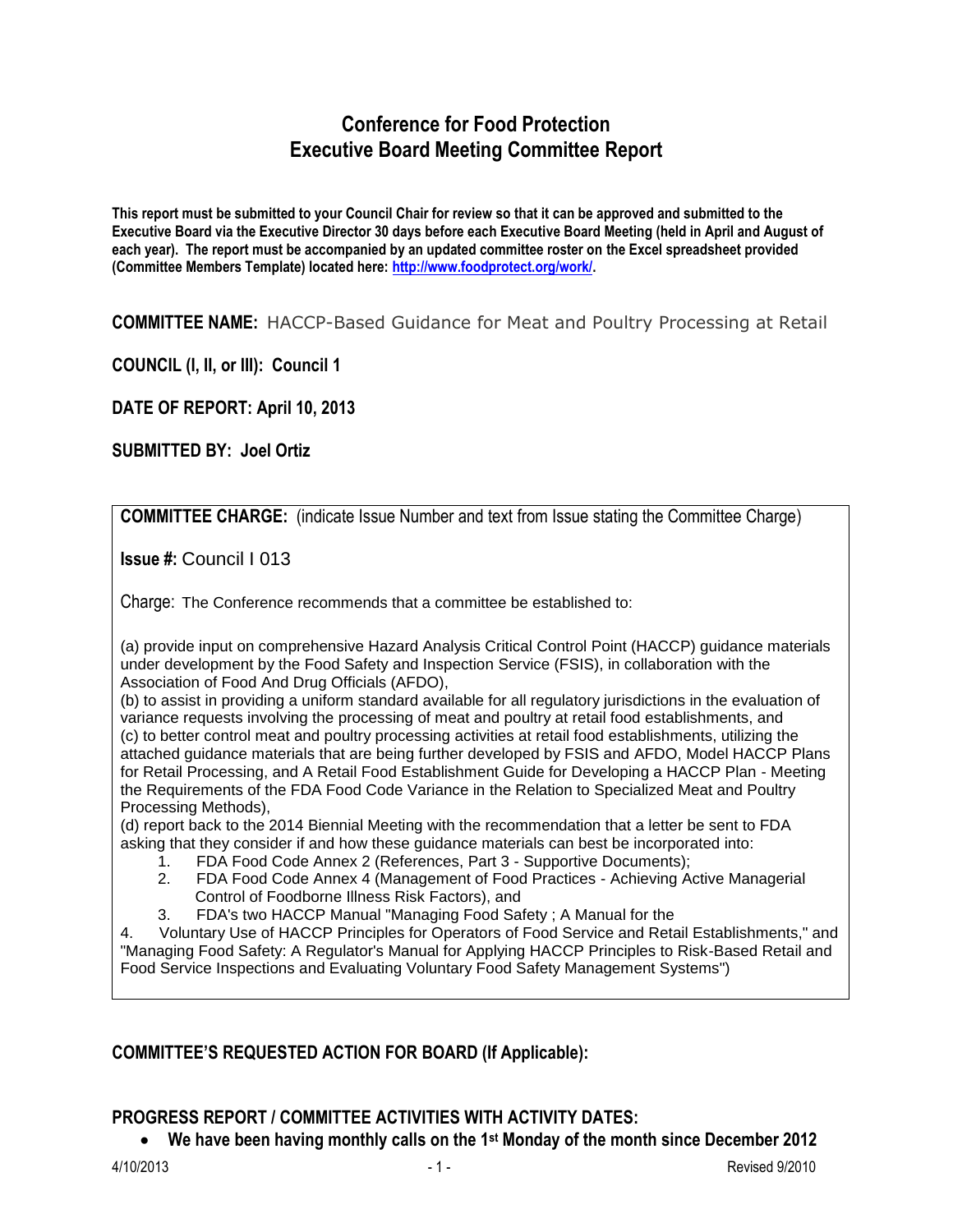# Conference for Food Protection
# Executive Board Meeting Committee Report

**This report must be submitted to your Council Chair for review so that it can be approved and submitted to the Executive Board via the Executive Director 30 days before each Executive Board Meeting (held in April and August of each year). The report must be accompanied by an updated committee roster on the Excel spreadsheet provided (Committee Members Template) located here: http://www.foodprotect.org/work/.**

**COMMITTEE NAME:** HACCP-Based Guidance for Meat and Poultry Processing at Retail

**COUNCIL (I, II, or III): Council 1**

**DATE OF REPORT: April 10, 2013**

**SUBMITTED BY: Joel Ortiz**

**COMMITTEE CHARGE:** (indicate Issue Number and text from Issue stating the Committee Charge)

**Issue #:** Council I 013

Charge: The Conference recommends that a committee be established to:

(a) provide input on comprehensive Hazard Analysis Critical Control Point (HACCP) guidance materials under development by the Food Safety and Inspection Service (FSIS), in collaboration with the Association of Food And Drug Officials (AFDO),
(b) to assist in providing a uniform standard available for all regulatory jurisdictions in the evaluation of variance requests involving the processing of meat and poultry at retail food establishments, and
(c) to better control meat and poultry processing activities at retail food establishments, utilizing the attached guidance materials that are being further developed by FSIS and AFDO, Model HACCP Plans for Retail Processing, and A Retail Food Establishment Guide for Developing a HACCP Plan - Meeting the Requirements of the FDA Food Code Variance in the Relation to Specialized Meat and Poultry Processing Methods),
(d) report back to the 2014 Biennial Meeting with the recommendation that a letter be sent to FDA asking that they consider if and how these guidance materials can best be incorporated into:

1. FDA Food Code Annex 2 (References, Part 3 - Supportive Documents);
2. FDA Food Code Annex 4 (Management of Food Practices - Achieving Active Managerial Control of Foodborne Illness Risk Factors), and
3. FDA's two HACCP Manual "Managing Food Safety ; A Manual for the
4. Voluntary Use of HACCP Principles for Operators of Food Service and Retail Establishments," and "Managing Food Safety: A Regulator's Manual for Applying HACCP Principles to Risk-Based Retail and Food Service Inspections and Evaluating Voluntary Food Safety Management Systems")

**COMMITTEE'S REQUESTED ACTION FOR BOARD (If Applicable):**

**PROGRESS REPORT / COMMITTEE ACTIVITIES WITH ACTIVITY DATES:**

- **We have been having monthly calls on the 1st Monday of the month since December 2012**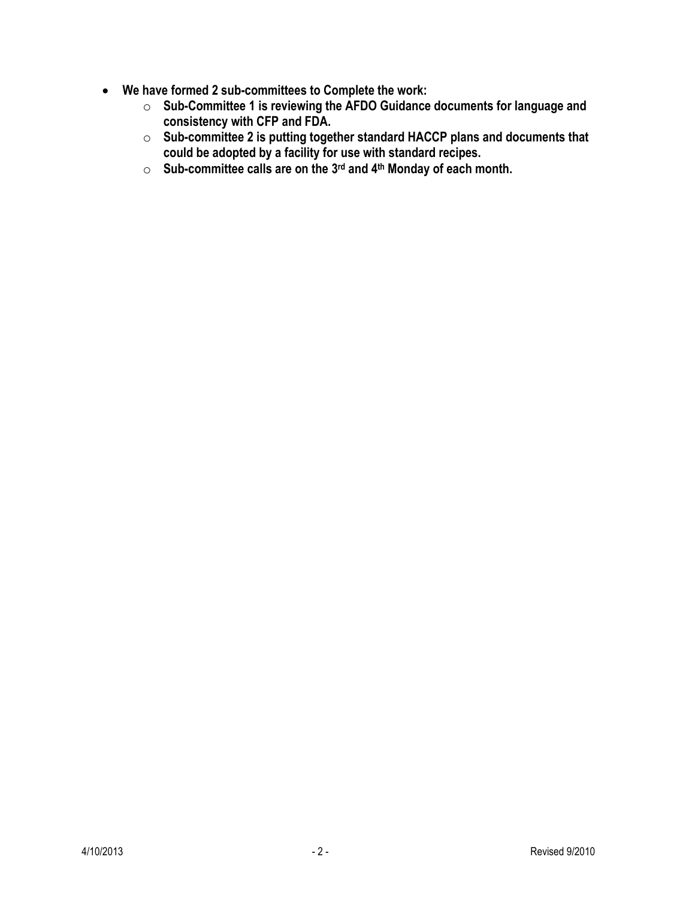- **We have formed 2 sub-committees to Complete the work:**
  - **Sub-Committee 1 is reviewing the AFDO Guidance documents for language and consistency with CFP and FDA.**
  - **Sub-committee 2 is putting together standard HACCP plans and documents that could be adopted by a facility for use with standard recipes.**
  - **Sub-committee calls are on the 3rd and 4th Monday of each month.**